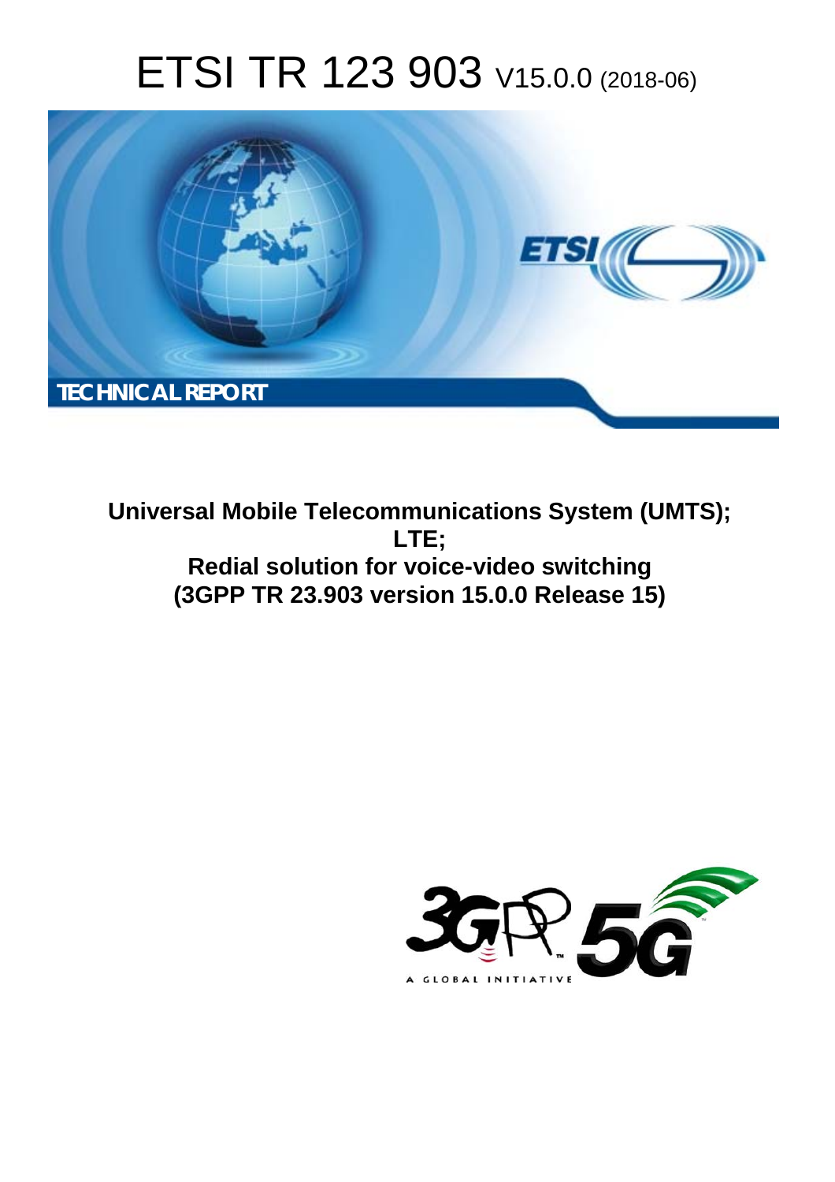# ETSI TR 123 903 V15.0.0 (2018-06)

**TECHNICAL REPORT**

**Universal Mobile Telecommunications System (UMTS);**
**LTE;**
**Redial solution for voice-video switching**
**(3GPP TR 23.903 version 15.0.0 Release 15)**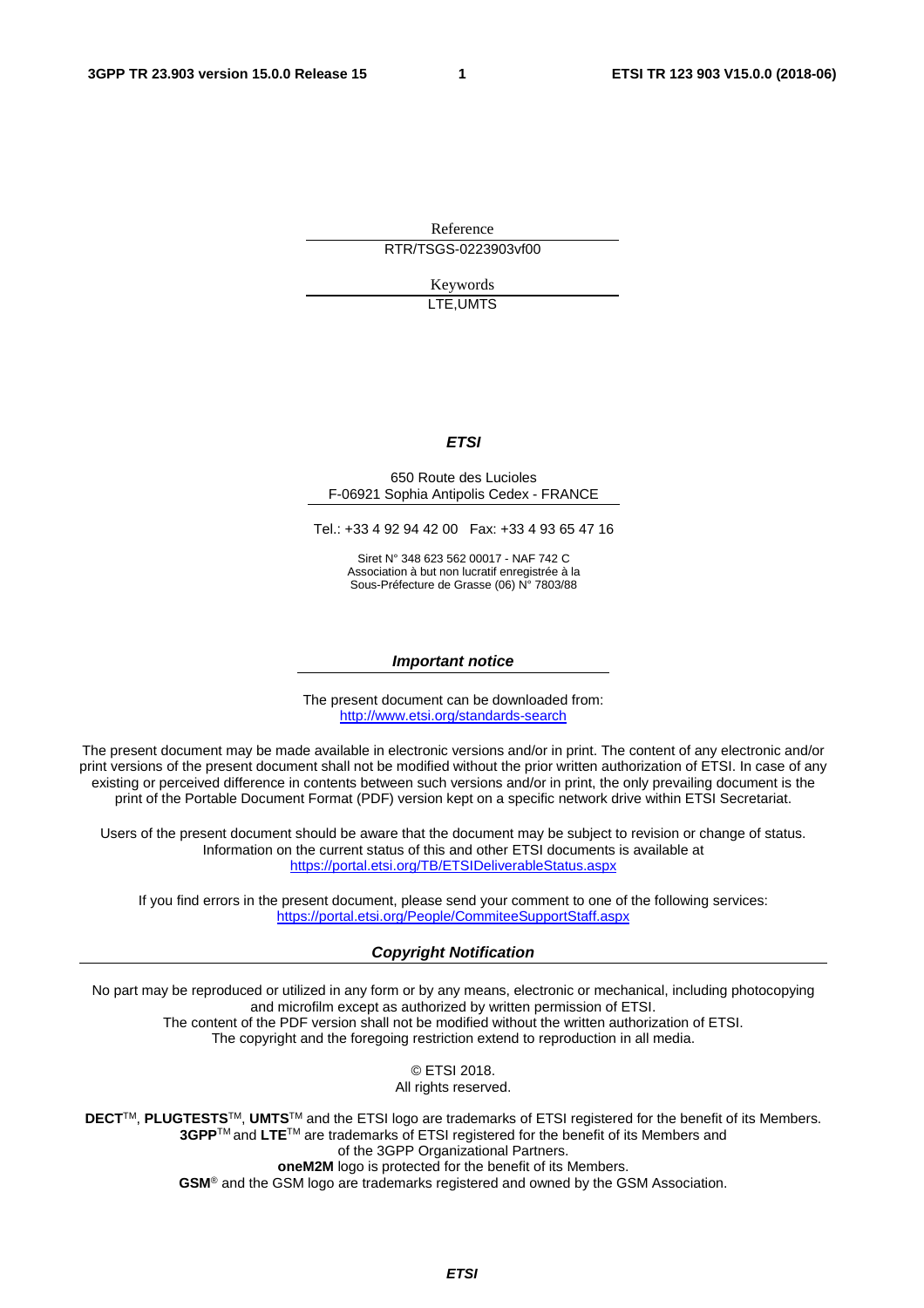Reference

RTR/TSGS-0223903vf00

Keywords

LTE,UMTS

***ETSI***

650 Route des Lucioles
F-06921 Sophia Antipolis Cedex - FRANCE

Tel.: +33 4 92 94 42 00 Fax: +33 4 93 65 47 16

Siret N° 348 623 562 00017 - NAF 742 C
Association à but non lucratif enregistrée à la
Sous-Préfecture de Grasse (06) N° 7803/88

***Important notice***

The present document can be downloaded from:
http://www.etsi.org/standards-search

The present document may be made available in electronic versions and/or in print. The content of any electronic and/or print versions of the present document shall not be modified without the prior written authorization of ETSI. In case of any existing or perceived difference in contents between such versions and/or in print, the only prevailing document is the print of the Portable Document Format (PDF) version kept on a specific network drive within ETSI Secretariat.

Users of the present document should be aware that the document may be subject to revision or change of status. Information on the current status of this and other ETSI documents is available at https://portal.etsi.org/TB/ETSIDeliverableStatus.aspx

If you find errors in the present document, please send your comment to one of the following services:
https://portal.etsi.org/People/CommiteeSupportStaff.aspx

***Copyright Notification***

No part may be reproduced or utilized in any form or by any means, electronic or mechanical, including photocopying and microfilm except as authorized by written permission of ETSI.
The content of the PDF version shall not be modified without the written authorization of ETSI.
The copyright and the foregoing restriction extend to reproduction in all media.

© ETSI 2018.
All rights reserved.

**DECT**™, **PLUGTESTS**™, **UMTS**™ and the ETSI logo are trademarks of ETSI registered for the benefit of its Members.
**3GPP**™ and **LTE**™ are trademarks of ETSI registered for the benefit of its Members and of the 3GPP Organizational Partners.
**oneM2M** logo is protected for the benefit of its Members.
**GSM**® and the GSM logo are trademarks registered and owned by the GSM Association.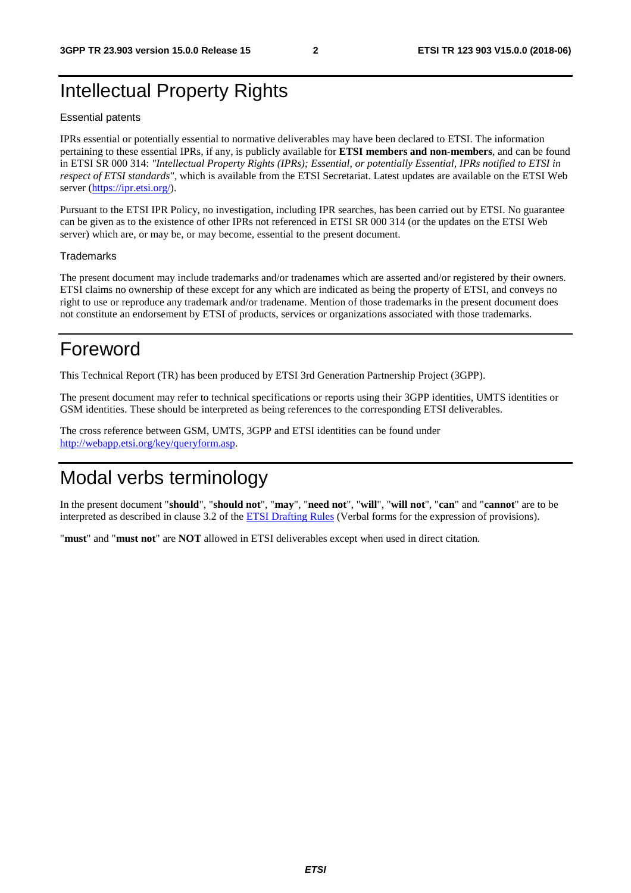# Intellectual Property Rights

## Essential patents

IPRs essential or potentially essential to normative deliverables may have been declared to ETSI. The information pertaining to these essential IPRs, if any, is publicly available for **ETSI members and non-members**, and can be found in ETSI SR 000 314: *"Intellectual Property Rights (IPRs); Essential, or potentially Essential, IPRs notified to ETSI in respect of ETSI standards"*, which is available from the ETSI Secretariat. Latest updates are available on the ETSI Web server (https://ipr.etsi.org/).

Pursuant to the ETSI IPR Policy, no investigation, including IPR searches, has been carried out by ETSI. No guarantee can be given as to the existence of other IPRs not referenced in ETSI SR 000 314 (or the updates on the ETSI Web server) which are, or may be, or may become, essential to the present document.

## Trademarks

The present document may include trademarks and/or tradenames which are asserted and/or registered by their owners. ETSI claims no ownership of these except for any which are indicated as being the property of ETSI, and conveys no right to use or reproduce any trademark and/or tradename. Mention of those trademarks in the present document does not constitute an endorsement by ETSI of products, services or organizations associated with those trademarks.

# Foreword

This Technical Report (TR) has been produced by ETSI 3rd Generation Partnership Project (3GPP).

The present document may refer to technical specifications or reports using their 3GPP identities, UMTS identities or GSM identities. These should be interpreted as being references to the corresponding ETSI deliverables.

The cross reference between GSM, UMTS, 3GPP and ETSI identities can be found under http://webapp.etsi.org/key/queryform.asp.

# Modal verbs terminology

In the present document "**should**", "**should not**", "**may**", "**need not**", "**will**", "**will not**", "**can**" and "**cannot**" are to be interpreted as described in clause 3.2 of the ETSI Drafting Rules (Verbal forms for the expression of provisions).

"**must**" and "**must not**" are **NOT** allowed in ETSI deliverables except when used in direct citation.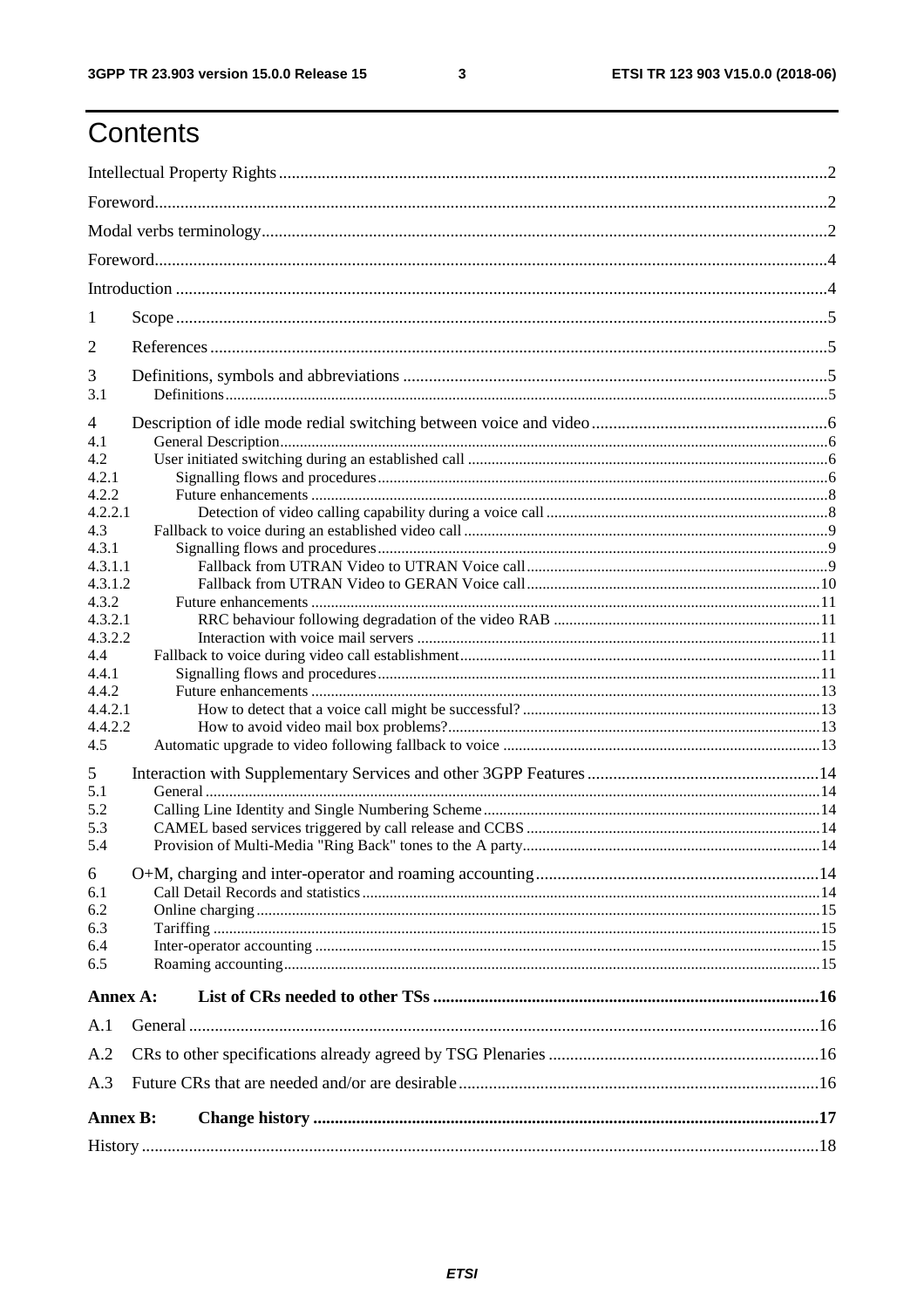# Contents

Intellectual Property Rights ..... 2
Foreword ..... 2
Modal verbs terminology ..... 2
Foreword ..... 4
Introduction ..... 4
1 Scope ..... 5
2 References ..... 5
3 Definitions, symbols and abbreviations ..... 5
3.1 Definitions ..... 5
4 Description of idle mode redial switching between voice and video ..... 6
4.1 General Description ..... 6
4.2 User initiated switching during an established call ..... 6
4.2.1 Signalling flows and procedures ..... 6
4.2.2 Future enhancements ..... 8
4.2.2.1 Detection of video calling capability during a voice call ..... 8
4.3 Fallback to voice during an established video call ..... 9
4.3.1 Signalling flows and procedures ..... 9
4.3.1.1 Fallback from UTRAN Video to UTRAN Voice call ..... 9
4.3.1.2 Fallback from UTRAN Video to GERAN Voice call ..... 10
4.3.2 Future enhancements ..... 11
4.3.2.1 RRC behaviour following degradation of the video RAB ..... 11
4.3.2.2 Interaction with voice mail servers ..... 11
4.4 Fallback to voice during video call establishment ..... 11
4.4.1 Signalling flows and procedures ..... 11
4.4.2 Future enhancements ..... 13
4.4.2.1 How to detect that a voice call might be successful? ..... 13
4.4.2.2 How to avoid video mail box problems? ..... 13
4.5 Automatic upgrade to video following fallback to voice ..... 13
5 Interaction with Supplementary Services and other 3GPP Features ..... 14
5.1 General ..... 14
5.2 Calling Line Identity and Single Numbering Scheme ..... 14
5.3 CAMEL based services triggered by call release and CCBS ..... 14
5.4 Provision of Multi-Media "Ring Back" tones to the A party ..... 14
6 O+M, charging and inter-operator and roaming accounting ..... 14
6.1 Call Detail Records and statistics ..... 14
6.2 Online charging ..... 15
6.3 Tariffing ..... 15
6.4 Inter-operator accounting ..... 15
6.5 Roaming accounting ..... 15
**Annex A: List of CRs needed to other TSs ..... 16**
A.1 General ..... 16
A.2 CRs to other specifications already agreed by TSG Plenaries ..... 16
A.3 Future CRs that are needed and/or are desirable ..... 16
**Annex B: Change history ..... 17**
History ..... 18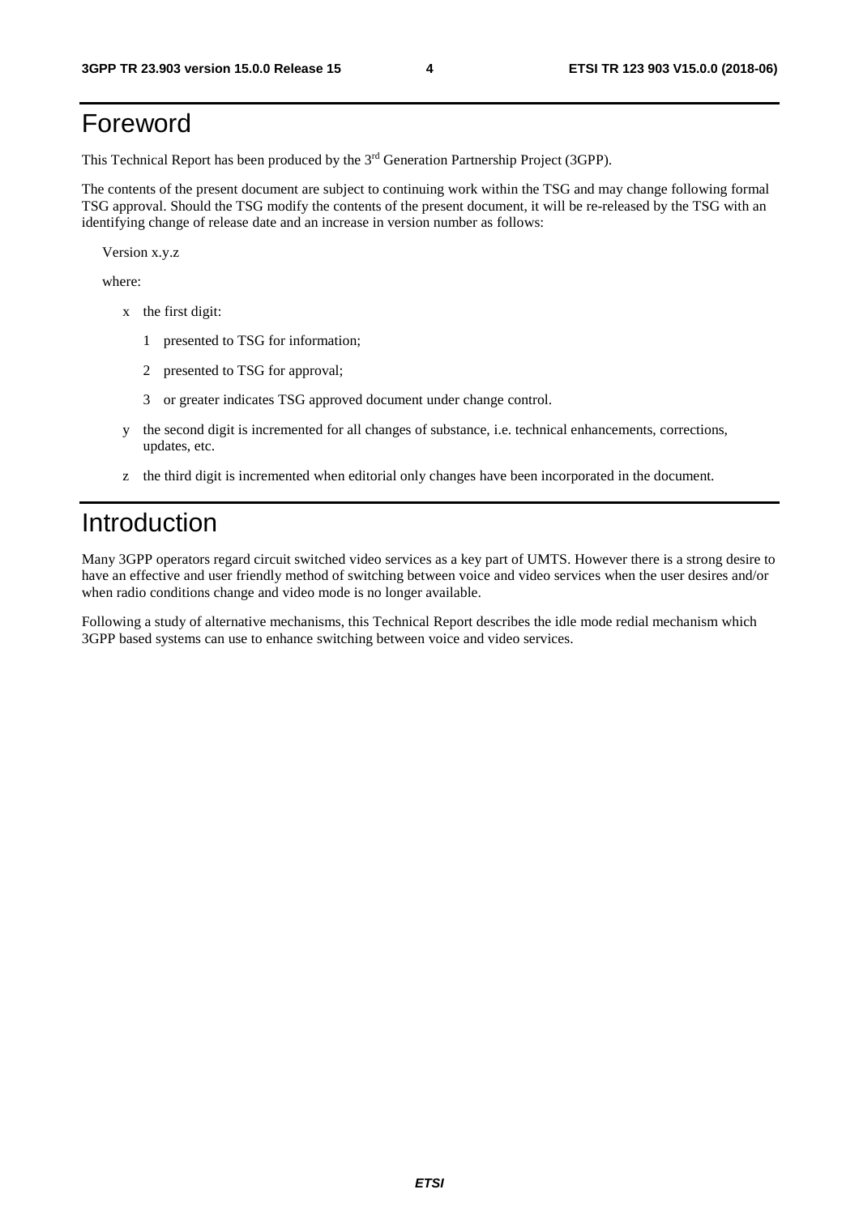# Foreword

This Technical Report has been produced by the 3rd Generation Partnership Project (3GPP).

The contents of the present document are subject to continuing work within the TSG and may change following formal TSG approval. Should the TSG modify the contents of the present document, it will be re-released by the TSG with an identifying change of release date and an increase in version number as follows:

Version x.y.z

where:

- x the first digit:
  - 1 presented to TSG for information;
  - 2 presented to TSG for approval;
  - 3 or greater indicates TSG approved document under change control.
- y the second digit is incremented for all changes of substance, i.e. technical enhancements, corrections, updates, etc.
- z the third digit is incremented when editorial only changes have been incorporated in the document.

# Introduction

Many 3GPP operators regard circuit switched video services as a key part of UMTS. However there is a strong desire to have an effective and user friendly method of switching between voice and video services when the user desires and/or when radio conditions change and video mode is no longer available.

Following a study of alternative mechanisms, this Technical Report describes the idle mode redial mechanism which 3GPP based systems can use to enhance switching between voice and video services.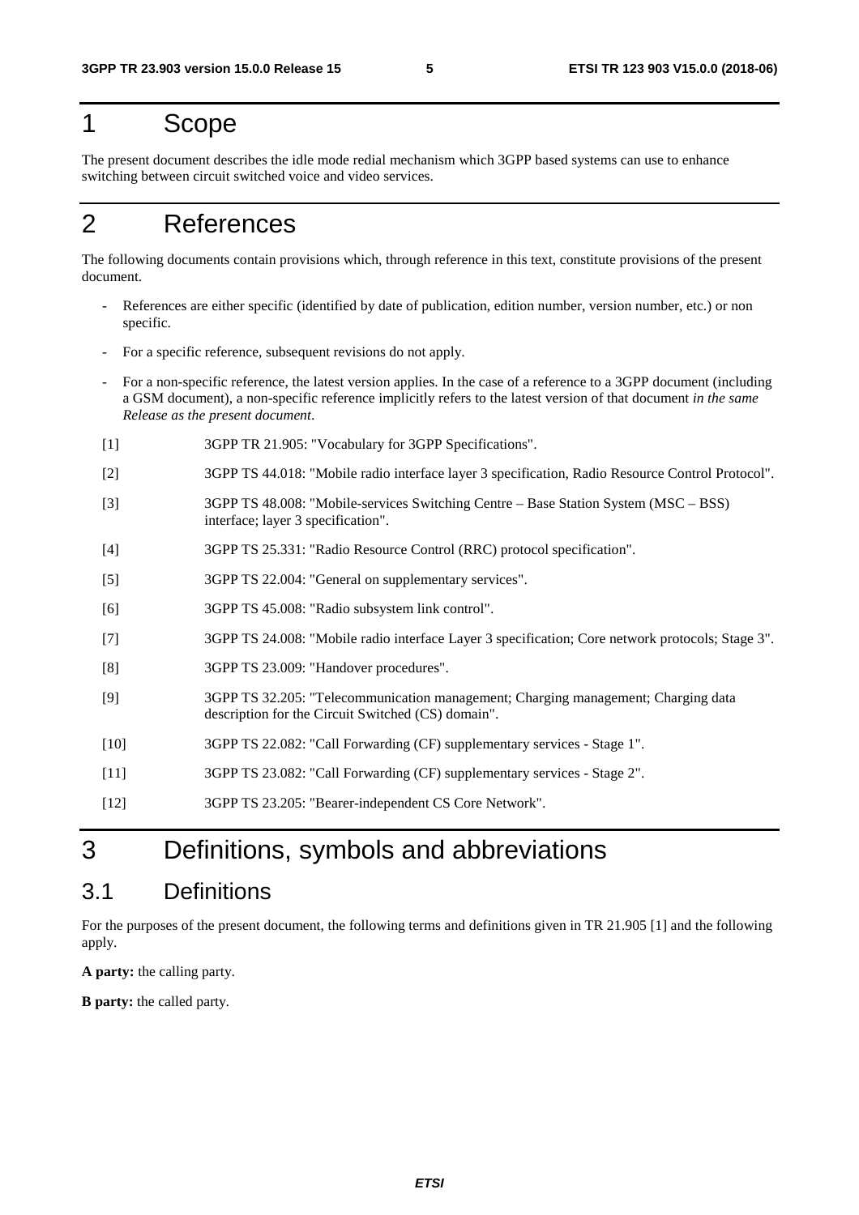# 1 Scope

The present document describes the idle mode redial mechanism which 3GPP based systems can use to enhance switching between circuit switched voice and video services.

# 2 References

The following documents contain provisions which, through reference in this text, constitute provisions of the present document.

- References are either specific (identified by date of publication, edition number, version number, etc.) or non specific.
- For a specific reference, subsequent revisions do not apply.
- For a non-specific reference, the latest version applies. In the case of a reference to a 3GPP document (including a GSM document), a non-specific reference implicitly refers to the latest version of that document *in the same Release as the present document*.

[1] 3GPP TR 21.905: "Vocabulary for 3GPP Specifications".

[2] 3GPP TS 44.018: "Mobile radio interface layer 3 specification, Radio Resource Control Protocol".

[3] 3GPP TS 48.008: "Mobile-services Switching Centre – Base Station System (MSC – BSS) interface; layer 3 specification".

[4] 3GPP TS 25.331: "Radio Resource Control (RRC) protocol specification".

[5] 3GPP TS 22.004: "General on supplementary services".

[6] 3GPP TS 45.008: "Radio subsystem link control".

[7] 3GPP TS 24.008: "Mobile radio interface Layer 3 specification; Core network protocols; Stage 3".

[8] 3GPP TS 23.009: "Handover procedures".

[9] 3GPP TS 32.205: "Telecommunication management; Charging management; Charging data description for the Circuit Switched (CS) domain".

[10] 3GPP TS 22.082: "Call Forwarding (CF) supplementary services - Stage 1".

[11] 3GPP TS 23.082: "Call Forwarding (CF) supplementary services - Stage 2".

[12] 3GPP TS 23.205: "Bearer-independent CS Core Network".

# 3 Definitions, symbols and abbreviations

## 3.1 Definitions

For the purposes of the present document, the following terms and definitions given in TR 21.905 [1] and the following apply.

**A party:** the calling party.

**B party:** the called party.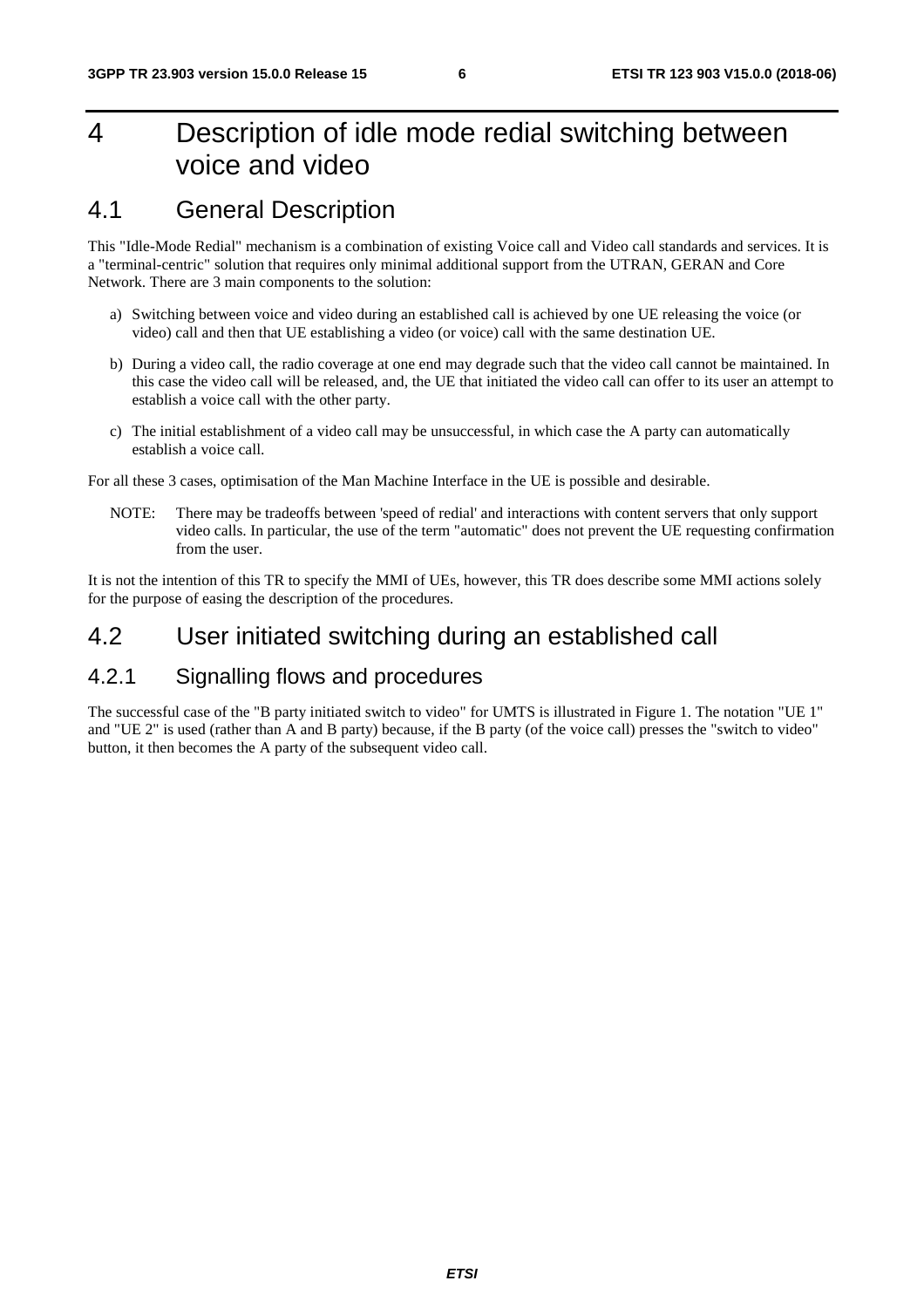# 4 Description of idle mode redial switching between voice and video

## 4.1 General Description

This "Idle-Mode Redial" mechanism is a combination of existing Voice call and Video call standards and services. It is a "terminal-centric" solution that requires only minimal additional support from the UTRAN, GERAN and Core Network. There are 3 main components to the solution:

a) Switching between voice and video during an established call is achieved by one UE releasing the voice (or video) call and then that UE establishing a video (or voice) call with the same destination UE.

b) During a video call, the radio coverage at one end may degrade such that the video call cannot be maintained. In this case the video call will be released, and, the UE that initiated the video call can offer to its user an attempt to establish a voice call with the other party.

c) The initial establishment of a video call may be unsuccessful, in which case the A party can automatically establish a voice call.

For all these 3 cases, optimisation of the Man Machine Interface in the UE is possible and desirable.

NOTE: There may be tradeoffs between 'speed of redial' and interactions with content servers that only support video calls. In particular, the use of the term "automatic" does not prevent the UE requesting confirmation from the user.

It is not the intention of this TR to specify the MMI of UEs, however, this TR does describe some MMI actions solely for the purpose of easing the description of the procedures.

## 4.2 User initiated switching during an established call

### 4.2.1 Signalling flows and procedures

The successful case of the "B party initiated switch to video" for UMTS is illustrated in Figure 1. The notation "UE 1" and "UE 2" is used (rather than A and B party) because, if the B party (of the voice call) presses the "switch to video" button, it then becomes the A party of the subsequent video call.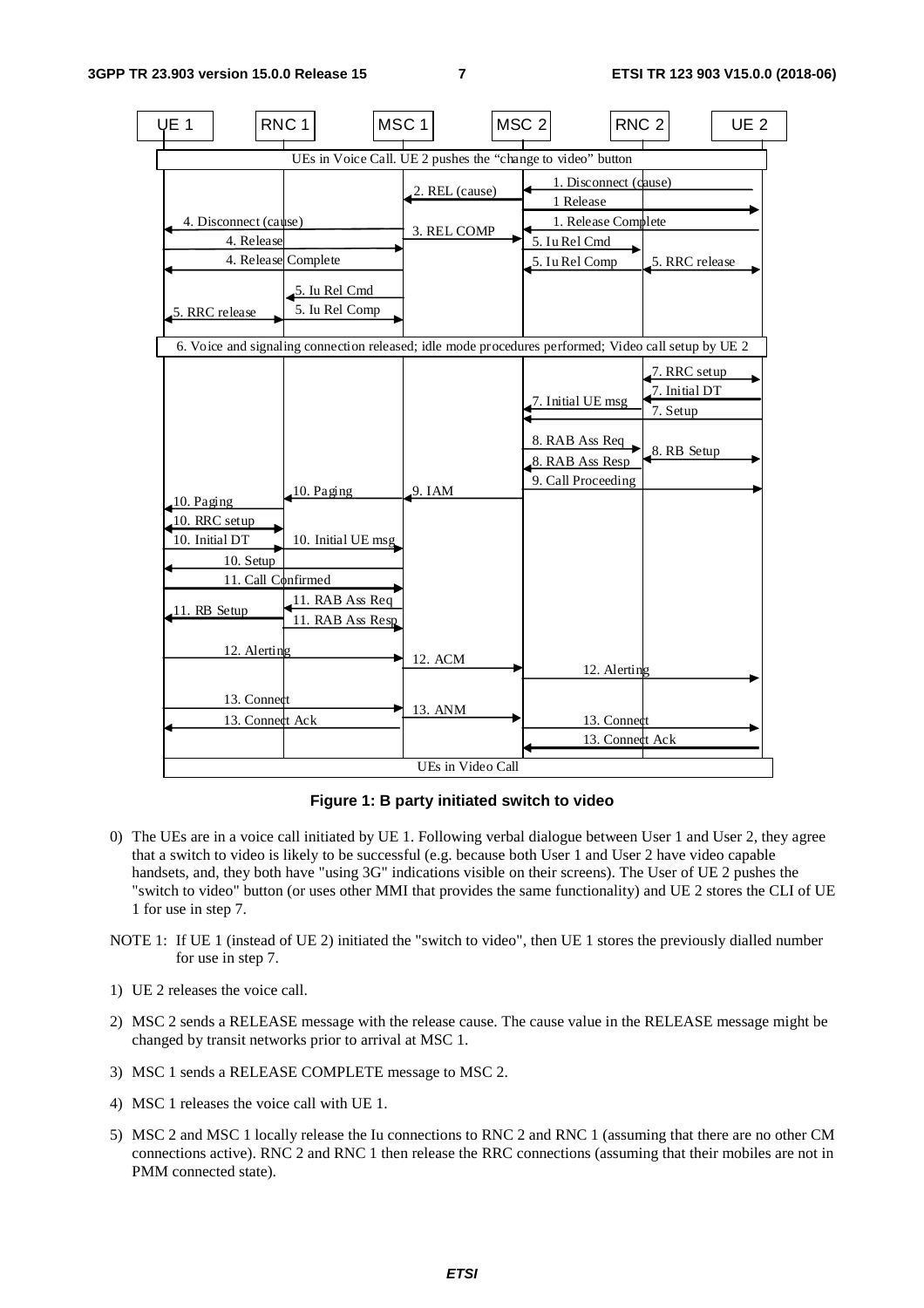Figure 1: B party initiated switch to video

0) The UEs are in a voice call initiated by UE 1. Following verbal dialogue between User 1 and User 2, they agree that a switch to video is likely to be successful (e.g. because both User 1 and User 2 have video capable handsets, and, they both have "using 3G" indications visible on their screens). The User of UE 2 pushes the "switch to video" button (or uses other MMI that provides the same functionality) and UE 2 stores the CLI of UE 1 for use in step 7.

NOTE 1: If UE 1 (instead of UE 2) initiated the "switch to video", then UE 1 stores the previously dialled number for use in step 7.

1) UE 2 releases the voice call.

2) MSC 2 sends a RELEASE message with the release cause. The cause value in the RELEASE message might be changed by transit networks prior to arrival at MSC 1.

3) MSC 1 sends a RELEASE COMPLETE message to MSC 2.

4) MSC 1 releases the voice call with UE 1.

5) MSC 2 and MSC 1 locally release the Iu connections to RNC 2 and RNC 1 (assuming that there are no other CM connections active). RNC 2 and RNC 1 then release the RRC connections (assuming that their mobiles are not in PMM connected state).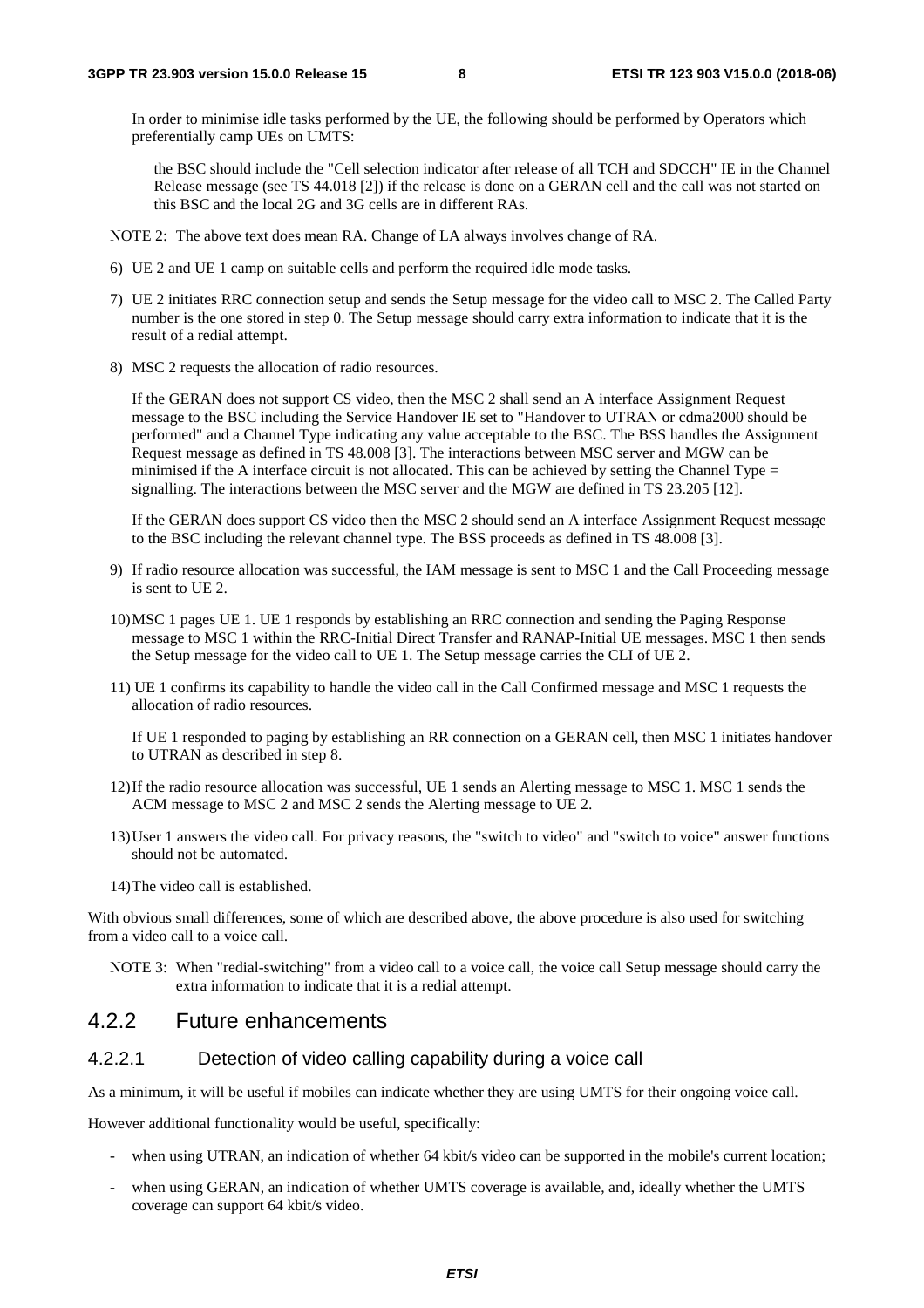In order to minimise idle tasks performed by the UE, the following should be performed by Operators which preferentially camp UEs on UMTS:

the BSC should include the "Cell selection indicator after release of all TCH and SDCCH" IE in the Channel Release message (see TS 44.018 [2]) if the release is done on a GERAN cell and the call was not started on this BSC and the local 2G and 3G cells are in different RAs.

NOTE 2: The above text does mean RA. Change of LA always involves change of RA.

6) UE 2 and UE 1 camp on suitable cells and perform the required idle mode tasks.

7) UE 2 initiates RRC connection setup and sends the Setup message for the video call to MSC 2. The Called Party number is the one stored in step 0. The Setup message should carry extra information to indicate that it is the result of a redial attempt.

8) MSC 2 requests the allocation of radio resources.

   If the GERAN does not support CS video, then the MSC 2 shall send an A interface Assignment Request message to the BSC including the Service Handover IE set to "Handover to UTRAN or cdma2000 should be performed" and a Channel Type indicating any value acceptable to the BSC. The BSS handles the Assignment Request message as defined in TS 48.008 [3]. The interactions between MSC server and MGW can be minimised if the A interface circuit is not allocated. This can be achieved by setting the Channel Type = signalling. The interactions between the MSC server and the MGW are defined in TS 23.205 [12].

   If the GERAN does support CS video then the MSC 2 should send an A interface Assignment Request message to the BSC including the relevant channel type. The BSS proceeds as defined in TS 48.008 [3].

9) If radio resource allocation was successful, the IAM message is sent to MSC 1 and the Call Proceeding message is sent to UE 2.

10) MSC 1 pages UE 1. UE 1 responds by establishing an RRC connection and sending the Paging Response message to MSC 1 within the RRC-Initial Direct Transfer and RANAP-Initial UE messages. MSC 1 then sends the Setup message for the video call to UE 1. The Setup message carries the CLI of UE 2.

11) UE 1 confirms its capability to handle the video call in the Call Confirmed message and MSC 1 requests the allocation of radio resources.

    If UE 1 responded to paging by establishing an RR connection on a GERAN cell, then MSC 1 initiates handover to UTRAN as described in step 8.

12) If the radio resource allocation was successful, UE 1 sends an Alerting message to MSC 1. MSC 1 sends the ACM message to MSC 2 and MSC 2 sends the Alerting message to UE 2.

13) User 1 answers the video call. For privacy reasons, the "switch to video" and "switch to voice" answer functions should not be automated.

14) The video call is established.

With obvious small differences, some of which are described above, the above procedure is also used for switching from a video call to a voice call.

NOTE 3: When "redial-switching" from a video call to a voice call, the voice call Setup message should carry the extra information to indicate that it is a redial attempt.

### 4.2.2 Future enhancements

#### 4.2.2.1 Detection of video calling capability during a voice call

As a minimum, it will be useful if mobiles can indicate whether they are using UMTS for their ongoing voice call.

However additional functionality would be useful, specifically:

- when using UTRAN, an indication of whether 64 kbit/s video can be supported in the mobile's current location;
- when using GERAN, an indication of whether UMTS coverage is available, and, ideally whether the UMTS coverage can support 64 kbit/s video.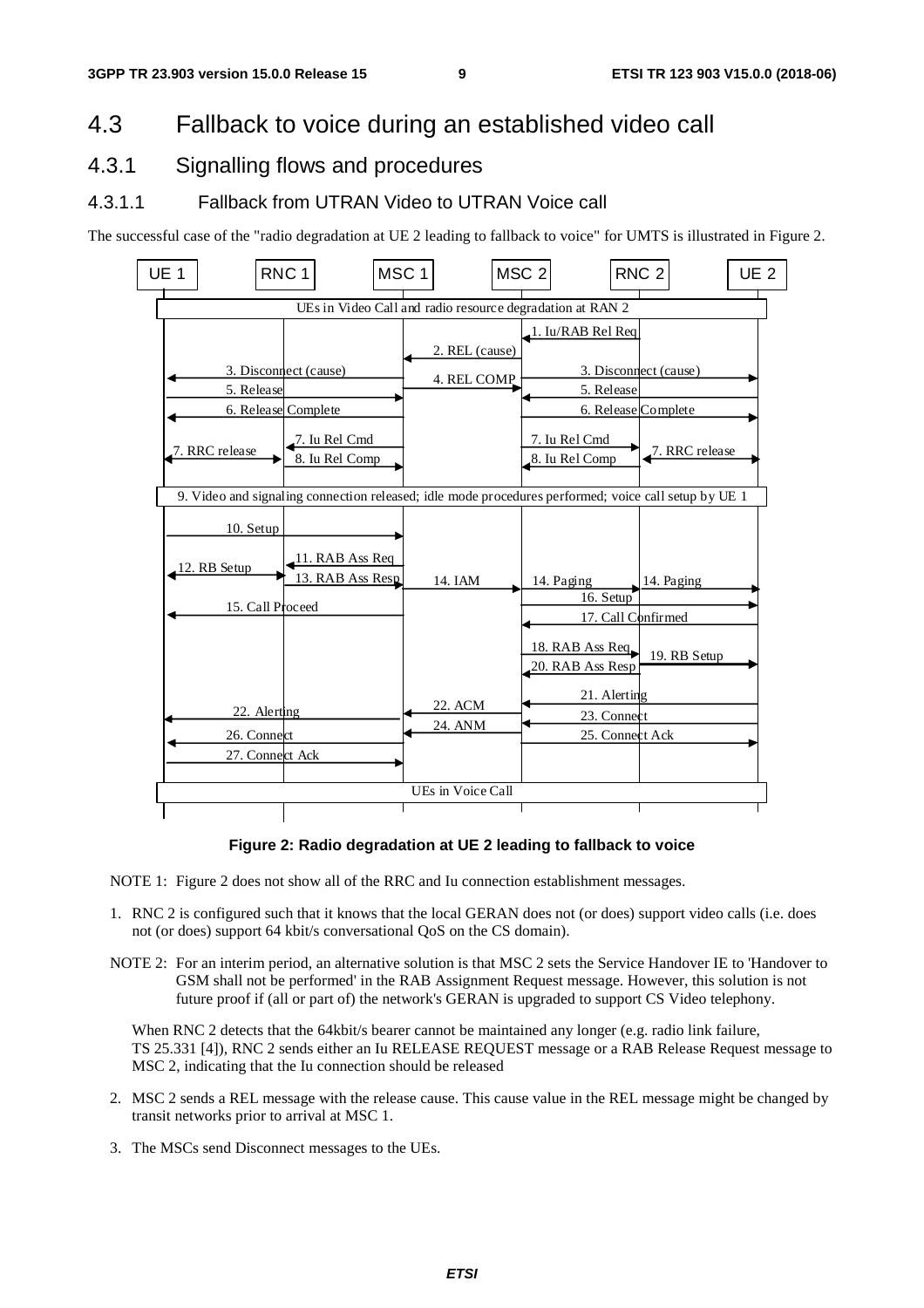# 4.3 Fallback to voice during an established video call

## 4.3.1 Signalling flows and procedures

### 4.3.1.1 Fallback from UTRAN Video to UTRAN Voice call

The successful case of the "radio degradation at UE 2 leading to fallback to voice" for UMTS is illustrated in Figure 2.

**Figure 2: Radio degradation at UE 2 leading to fallback to voice**

NOTE 1: Figure 2 does not show all of the RRC and Iu connection establishment messages.

1. RNC 2 is configured such that it knows that the local GERAN does not (or does) support video calls (i.e. does not (or does) support 64 kbit/s conversational QoS on the CS domain).

NOTE 2: For an interim period, an alternative solution is that MSC 2 sets the Service Handover IE to 'Handover to GSM shall not be performed' in the RAB Assignment Request message. However, this solution is not future proof if (all or part of) the network's GERAN is upgraded to support CS Video telephony.

When RNC 2 detects that the 64kbit/s bearer cannot be maintained any longer (e.g. radio link failure, TS 25.331 [4]), RNC 2 sends either an Iu RELEASE REQUEST message or a RAB Release Request message to MSC 2, indicating that the Iu connection should be released

2. MSC 2 sends a REL message with the release cause. This cause value in the REL message might be changed by transit networks prior to arrival at MSC 1.

3. The MSCs send Disconnect messages to the UEs.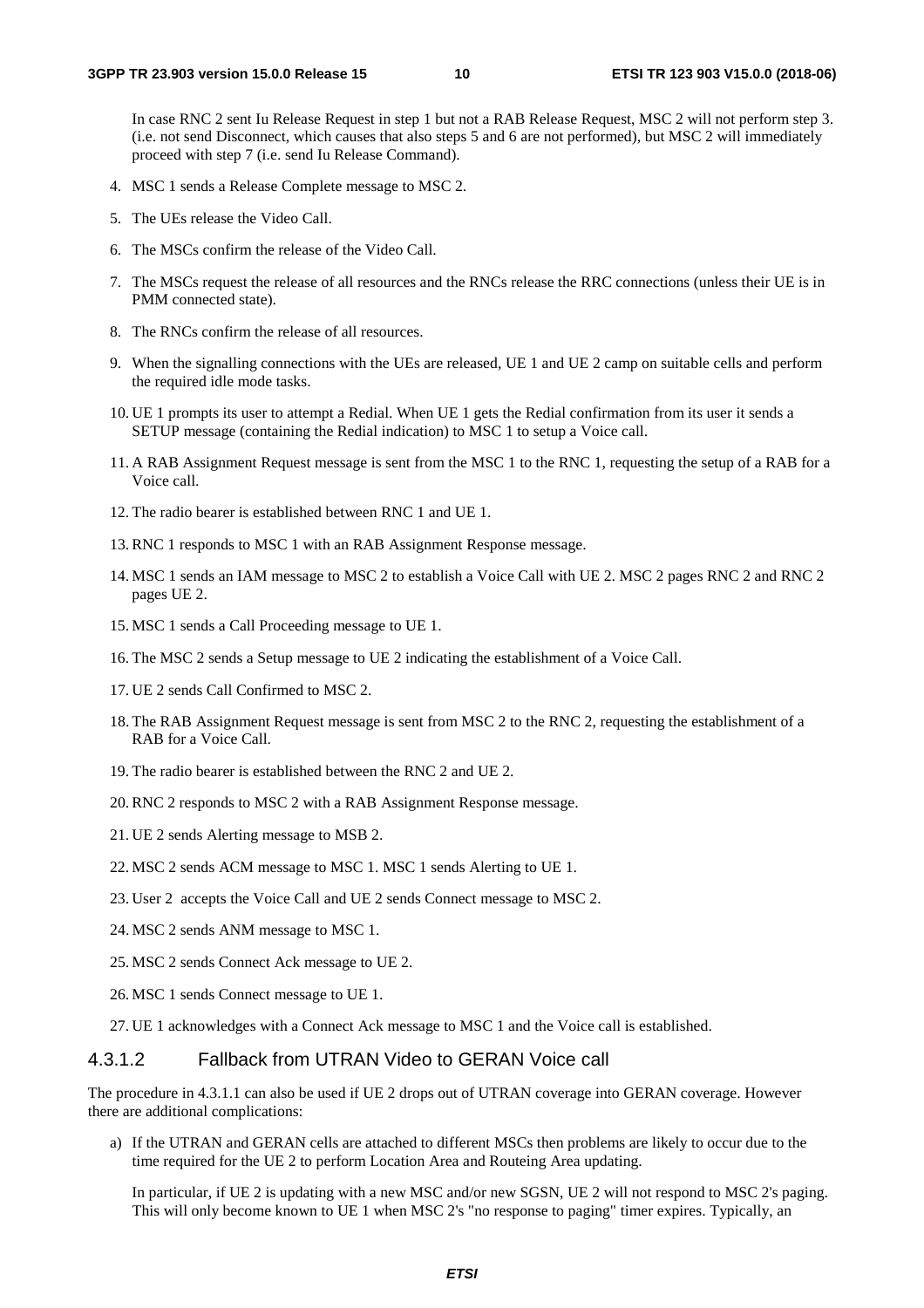In case RNC 2 sent Iu Release Request in step 1 but not a RAB Release Request, MSC 2 will not perform step 3. (i.e. not send Disconnect, which causes that also steps 5 and 6 are not performed), but MSC 2 will immediately proceed with step 7 (i.e. send Iu Release Command).

4. MSC 1 sends a Release Complete message to MSC 2.
5. The UEs release the Video Call.
6. The MSCs confirm the release of the Video Call.
7. The MSCs request the release of all resources and the RNCs release the RRC connections (unless their UE is in PMM connected state).
8. The RNCs confirm the release of all resources.
9. When the signalling connections with the UEs are released, UE 1 and UE 2 camp on suitable cells and perform the required idle mode tasks.
10. UE 1 prompts its user to attempt a Redial. When UE 1 gets the Redial confirmation from its user it sends a SETUP message (containing the Redial indication) to MSC 1 to setup a Voice call.
11. A RAB Assignment Request message is sent from the MSC 1 to the RNC 1, requesting the setup of a RAB for a Voice call.
12. The radio bearer is established between RNC 1 and UE 1.
13. RNC 1 responds to MSC 1 with an RAB Assignment Response message.
14. MSC 1 sends an IAM message to MSC 2 to establish a Voice Call with UE 2. MSC 2 pages RNC 2 and RNC 2 pages UE 2.
15. MSC 1 sends a Call Proceeding message to UE 1.
16. The MSC 2 sends a Setup message to UE 2 indicating the establishment of a Voice Call.
17. UE 2 sends Call Confirmed to MSC 2.
18. The RAB Assignment Request message is sent from MSC 2 to the RNC 2, requesting the establishment of a RAB for a Voice Call.
19. The radio bearer is established between the RNC 2 and UE 2.
20. RNC 2 responds to MSC 2 with a RAB Assignment Response message.
21. UE 2 sends Alerting message to MSB 2.
22. MSC 2 sends ACM message to MSC 1. MSC 1 sends Alerting to UE 1.
23. User 2 accepts the Voice Call and UE 2 sends Connect message to MSC 2.
24. MSC 2 sends ANM message to MSC 1.
25. MSC 2 sends Connect Ack message to UE 2.
26. MSC 1 sends Connect message to UE 1.
27. UE 1 acknowledges with a Connect Ack message to MSC 1 and the Voice call is established.

#### 4.3.1.2 Fallback from UTRAN Video to GERAN Voice call

The procedure in 4.3.1.1 can also be used if UE 2 drops out of UTRAN coverage into GERAN coverage. However there are additional complications:

a) If the UTRAN and GERAN cells are attached to different MSCs then problems are likely to occur due to the time required for the UE 2 to perform Location Area and Routeing Area updating.

   In particular, if UE 2 is updating with a new MSC and/or new SGSN, UE 2 will not respond to MSC 2's paging. This will only become known to UE 1 when MSC 2's "no response to paging" timer expires. Typically, an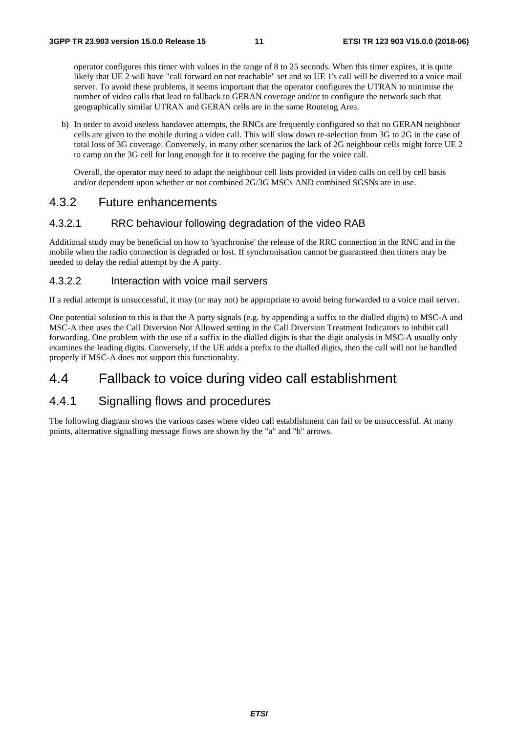operator configures this timer with values in the range of 8 to 25 seconds. When this timer expires, it is quite likely that UE 2 will have "call forward on not reachable" set and so UE 1's call will be diverted to a voice mail server. To avoid these problems, it seems important that the operator configures the UTRAN to minimise the number of video calls that lead to fallback to GERAN coverage and/or to configure the network such that geographically similar UTRAN and GERAN cells are in the same Routeing Area.

b) In order to avoid useless handover attempts, the RNCs are frequently configured so that no GERAN neighbour cells are given to the mobile during a video call. This will slow down re-selection from 3G to 2G in the case of total loss of 3G coverage. Conversely, in many other scenarios the lack of 2G neighbour cells might force UE 2 to camp on the 3G cell for long enough for it to receive the paging for the voice call.

   Overall, the operator may need to adapt the neighbour cell lists provided in video calls on cell by cell basis and/or dependent upon whether or not combined 2G/3G MSCs AND combined SGSNs are in use.

### 4.3.2 Future enhancements

#### 4.3.2.1 RRC behaviour following degradation of the video RAB

Additional study may be beneficial on how to 'synchronise' the release of the RRC connection in the RNC and in the mobile when the radio connection is degraded or lost. If synchronisation cannot be guaranteed then timers may be needed to delay the redial attempt by the A party.

#### 4.3.2.2 Interaction with voice mail servers

If a redial attempt is unsuccessful, it may (or may not) be appropriate to avoid being forwarded to a voice mail server.

One potential solution to this is that the A party signals (e.g. by appending a suffix to the dialled digits) to MSC-A and MSC-A then uses the Call Diversion Not Allowed setting in the Call Diversion Treatment Indicators to inhibit call forwarding. One problem with the use of a suffix in the dialled digits is that the digit analysis in MSC-A usually only examines the leading digits. Conversely, if the UE adds a prefix to the dialled digits, then the call will not be handled properly if MSC-A does not support this functionality.

## 4.4 Fallback to voice during video call establishment

### 4.4.1 Signalling flows and procedures

The following diagram shows the various cases where video call establishment can fail or be unsuccessful. At many points, alternative signalling message flows are shown by the "a" and "b" arrows.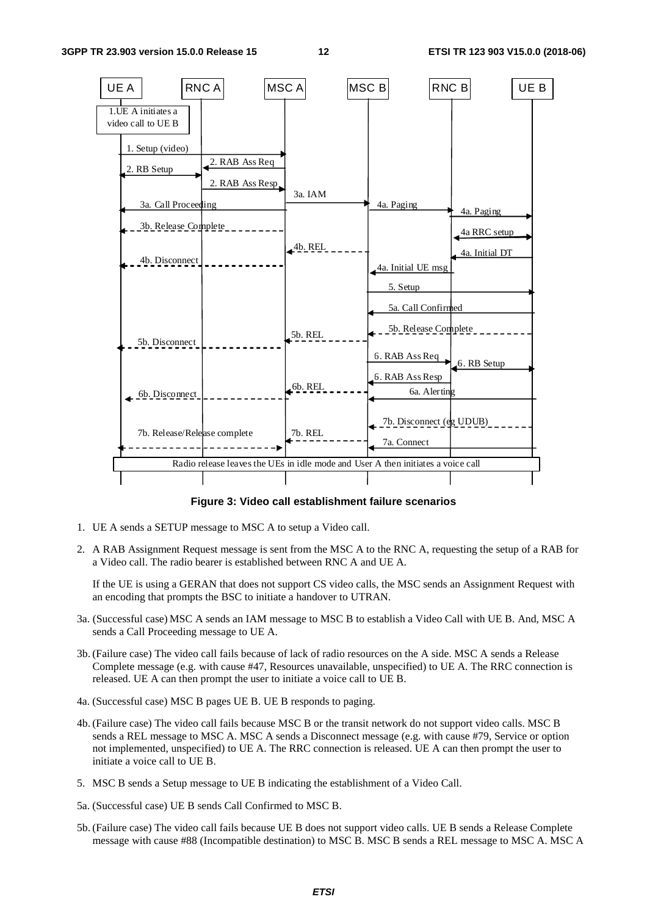**Figure 3: Video call establishment failure scenarios**

1. UE A sends a SETUP message to MSC A to setup a Video call.

2. A RAB Assignment Request message is sent from the MSC A to the RNC A, requesting the setup of a RAB for a Video call. The radio bearer is established between RNC A and UE A.

   If the UE is using a GERAN that does not support CS video calls, the MSC sends an Assignment Request with an encoding that prompts the BSC to initiate a handover to UTRAN.

3a. (Successful case) MSC A sends an IAM message to MSC B to establish a Video Call with UE B. And, MSC A sends a Call Proceeding message to UE A.

3b. (Failure case) The video call fails because of lack of radio resources on the A side. MSC A sends a Release Complete message (e.g. with cause #47, Resources unavailable, unspecified) to UE A. The RRC connection is released. UE A can then prompt the user to initiate a voice call to UE B.

4a. (Successful case) MSC B pages UE B. UE B responds to paging.

4b. (Failure case) The video call fails because MSC B or the transit network do not support video calls. MSC B sends a REL message to MSC A. MSC A sends a Disconnect message (e.g. with cause #79, Service or option not implemented, unspecified) to UE A. The RRC connection is released. UE A can then prompt the user to initiate a voice call to UE B.

5. MSC B sends a Setup message to UE B indicating the establishment of a Video Call.

5a. (Successful case) UE B sends Call Confirmed to MSC B.

5b. (Failure case) The video call fails because UE B does not support video calls. UE B sends a Release Complete message with cause #88 (Incompatible destination) to MSC B. MSC B sends a REL message to MSC A. MSC A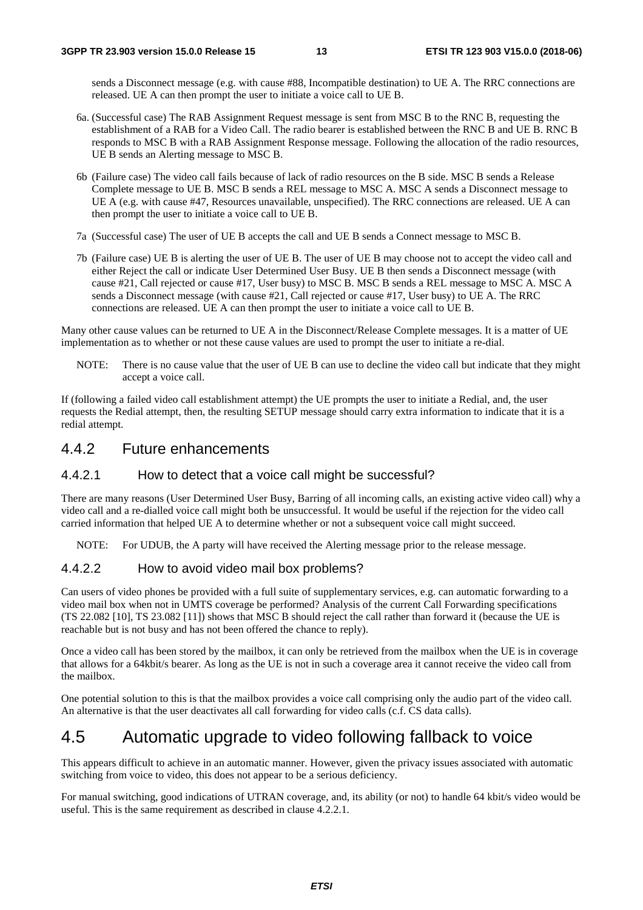sends a Disconnect message (e.g. with cause #88, Incompatible destination) to UE A. The RRC connections are released. UE A can then prompt the user to initiate a voice call to UE B.

6a. (Successful case) The RAB Assignment Request message is sent from MSC B to the RNC B, requesting the establishment of a RAB for a Video Call. The radio bearer is established between the RNC B and UE B. RNC B responds to MSC B with a RAB Assignment Response message. Following the allocation of the radio resources, UE B sends an Alerting message to MSC B.

6b (Failure case) The video call fails because of lack of radio resources on the B side. MSC B sends a Release Complete message to UE B. MSC B sends a REL message to MSC A. MSC A sends a Disconnect message to UE A (e.g. with cause #47, Resources unavailable, unspecified). The RRC connections are released. UE A can then prompt the user to initiate a voice call to UE B.

7a (Successful case) The user of UE B accepts the call and UE B sends a Connect message to MSC B.

7b (Failure case) UE B is alerting the user of UE B. The user of UE B may choose not to accept the video call and either Reject the call or indicate User Determined User Busy. UE B then sends a Disconnect message (with cause #21, Call rejected or cause #17, User busy) to MSC B. MSC B sends a REL message to MSC A. MSC A sends a Disconnect message (with cause #21, Call rejected or cause #17, User busy) to UE A. The RRC connections are released. UE A can then prompt the user to initiate a voice call to UE B.

Many other cause values can be returned to UE A in the Disconnect/Release Complete messages. It is a matter of UE implementation as to whether or not these cause values are used to prompt the user to initiate a re-dial.

NOTE: There is no cause value that the user of UE B can use to decline the video call but indicate that they might accept a voice call.

If (following a failed video call establishment attempt) the UE prompts the user to initiate a Redial, and, the user requests the Redial attempt, then, the resulting SETUP message should carry extra information to indicate that it is a redial attempt.

### 4.4.2 Future enhancements

#### 4.4.2.1 How to detect that a voice call might be successful?

There are many reasons (User Determined User Busy, Barring of all incoming calls, an existing active video call) why a video call and a re-dialled voice call might both be unsuccessful. It would be useful if the rejection for the video call carried information that helped UE A to determine whether or not a subsequent voice call might succeed.

NOTE: For UDUB, the A party will have received the Alerting message prior to the release message.

#### 4.4.2.2 How to avoid video mail box problems?

Can users of video phones be provided with a full suite of supplementary services, e.g. can automatic forwarding to a video mail box when not in UMTS coverage be performed? Analysis of the current Call Forwarding specifications (TS 22.082 [10], TS 23.082 [11]) shows that MSC B should reject the call rather than forward it (because the UE is reachable but is not busy and has not been offered the chance to reply).

Once a video call has been stored by the mailbox, it can only be retrieved from the mailbox when the UE is in coverage that allows for a 64kbit/s bearer. As long as the UE is not in such a coverage area it cannot receive the video call from the mailbox.

One potential solution to this is that the mailbox provides a voice call comprising only the audio part of the video call. An alternative is that the user deactivates all call forwarding for video calls (c.f. CS data calls).

## 4.5 Automatic upgrade to video following fallback to voice

This appears difficult to achieve in an automatic manner. However, given the privacy issues associated with automatic switching from voice to video, this does not appear to be a serious deficiency.

For manual switching, good indications of UTRAN coverage, and, its ability (or not) to handle 64 kbit/s video would be useful. This is the same requirement as described in clause 4.2.2.1.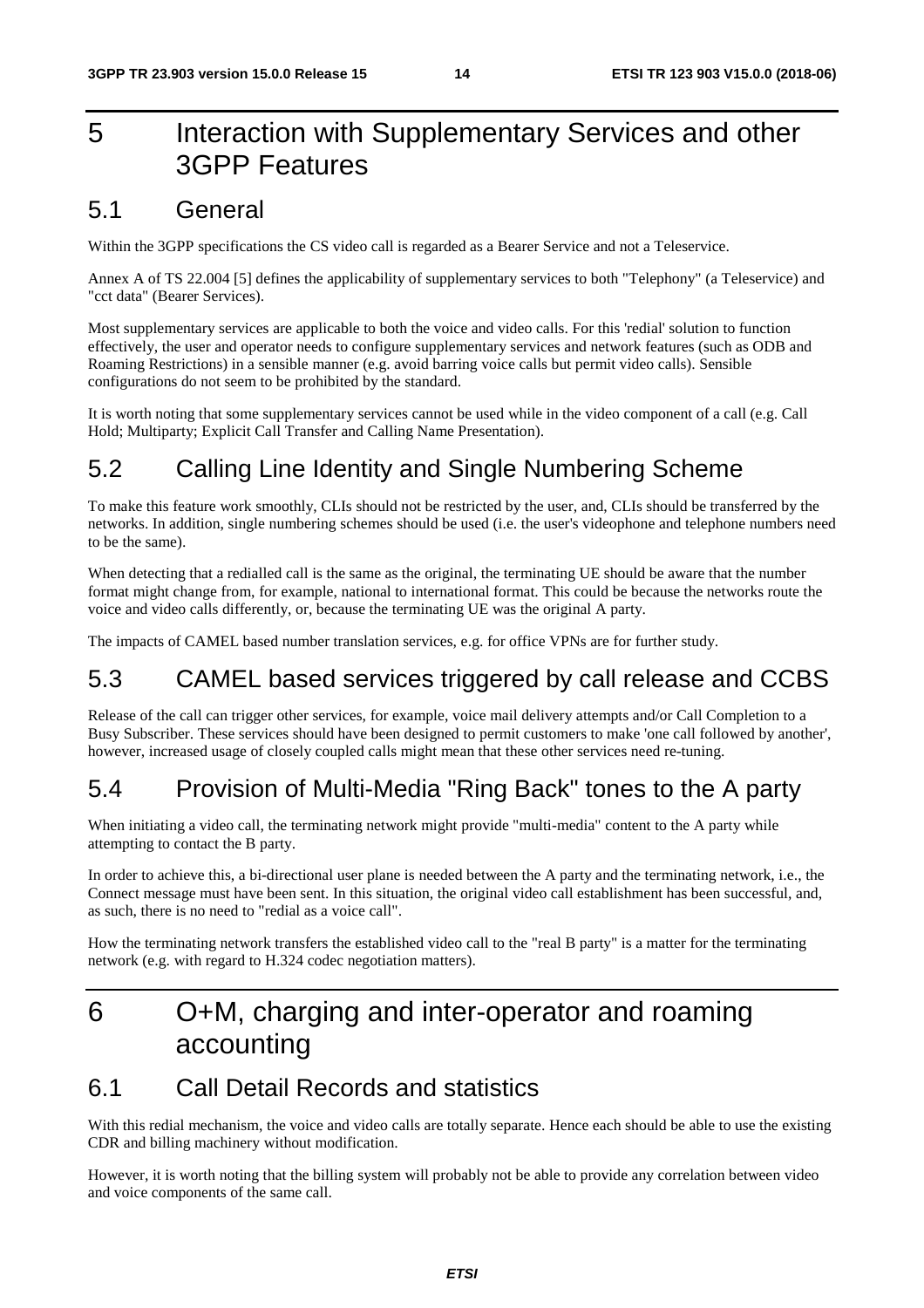# 5 Interaction with Supplementary Services and other 3GPP Features

## 5.1 General

Within the 3GPP specifications the CS video call is regarded as a Bearer Service and not a Teleservice.

Annex A of TS 22.004 [5] defines the applicability of supplementary services to both "Telephony" (a Teleservice) and "cct data" (Bearer Services).

Most supplementary services are applicable to both the voice and video calls. For this 'redial' solution to function effectively, the user and operator needs to configure supplementary services and network features (such as ODB and Roaming Restrictions) in a sensible manner (e.g. avoid barring voice calls but permit video calls). Sensible configurations do not seem to be prohibited by the standard.

It is worth noting that some supplementary services cannot be used while in the video component of a call (e.g. Call Hold; Multiparty; Explicit Call Transfer and Calling Name Presentation).

## 5.2 Calling Line Identity and Single Numbering Scheme

To make this feature work smoothly, CLIs should not be restricted by the user, and, CLIs should be transferred by the networks. In addition, single numbering schemes should be used (i.e. the user's videophone and telephone numbers need to be the same).

When detecting that a redialled call is the same as the original, the terminating UE should be aware that the number format might change from, for example, national to international format. This could be because the networks route the voice and video calls differently, or, because the terminating UE was the original A party.

The impacts of CAMEL based number translation services, e.g. for office VPNs are for further study.

## 5.3 CAMEL based services triggered by call release and CCBS

Release of the call can trigger other services, for example, voice mail delivery attempts and/or Call Completion to a Busy Subscriber. These services should have been designed to permit customers to make 'one call followed by another', however, increased usage of closely coupled calls might mean that these other services need re-tuning.

## 5.4 Provision of Multi-Media "Ring Back" tones to the A party

When initiating a video call, the terminating network might provide "multi-media" content to the A party while attempting to contact the B party.

In order to achieve this, a bi-directional user plane is needed between the A party and the terminating network, i.e., the Connect message must have been sent. In this situation, the original video call establishment has been successful, and, as such, there is no need to "redial as a voice call".

How the terminating network transfers the established video call to the "real B party" is a matter for the terminating network (e.g. with regard to H.324 codec negotiation matters).

# 6 O+M, charging and inter-operator and roaming accounting

## 6.1 Call Detail Records and statistics

With this redial mechanism, the voice and video calls are totally separate. Hence each should be able to use the existing CDR and billing machinery without modification.

However, it is worth noting that the billing system will probably not be able to provide any correlation between video and voice components of the same call.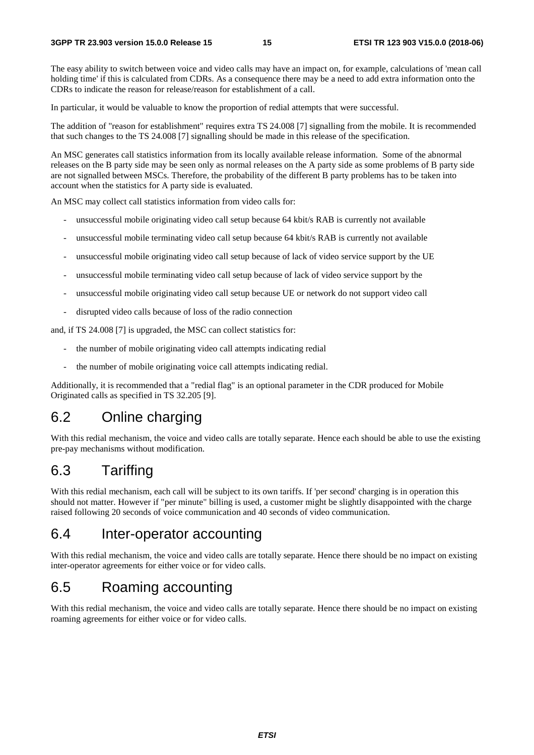The easy ability to switch between voice and video calls may have an impact on, for example, calculations of 'mean call holding time' if this is calculated from CDRs. As a consequence there may be a need to add extra information onto the CDRs to indicate the reason for release/reason for establishment of a call.

In particular, it would be valuable to know the proportion of redial attempts that were successful.

The addition of "reason for establishment" requires extra TS 24.008 [7] signalling from the mobile. It is recommended that such changes to the TS 24.008 [7] signalling should be made in this release of the specification.

An MSC generates call statistics information from its locally available release information. Some of the abnormal releases on the B party side may be seen only as normal releases on the A party side as some problems of B party side are not signalled between MSCs. Therefore, the probability of the different B party problems has to be taken into account when the statistics for A party side is evaluated.

An MSC may collect call statistics information from video calls for:

- unsuccessful mobile originating video call setup because 64 kbit/s RAB is currently not available
- unsuccessful mobile terminating video call setup because 64 kbit/s RAB is currently not available
- unsuccessful mobile originating video call setup because of lack of video service support by the UE
- unsuccessful mobile terminating video call setup because of lack of video service support by the
- unsuccessful mobile originating video call setup because UE or network do not support video call
- disrupted video calls because of loss of the radio connection

and, if TS 24.008 [7] is upgraded, the MSC can collect statistics for:

- the number of mobile originating video call attempts indicating redial
- the number of mobile originating voice call attempts indicating redial.

Additionally, it is recommended that a "redial flag" is an optional parameter in the CDR produced for Mobile Originated calls as specified in TS 32.205 [9].

## 6.2 Online charging

With this redial mechanism, the voice and video calls are totally separate. Hence each should be able to use the existing pre-pay mechanisms without modification.

## 6.3 Tariffing

With this redial mechanism, each call will be subject to its own tariffs. If 'per second' charging is in operation this should not matter. However if "per minute" billing is used, a customer might be slightly disappointed with the charge raised following 20 seconds of voice communication and 40 seconds of video communication.

## 6.4 Inter-operator accounting

With this redial mechanism, the voice and video calls are totally separate. Hence there should be no impact on existing inter-operator agreements for either voice or for video calls.

## 6.5 Roaming accounting

With this redial mechanism, the voice and video calls are totally separate. Hence there should be no impact on existing roaming agreements for either voice or for video calls.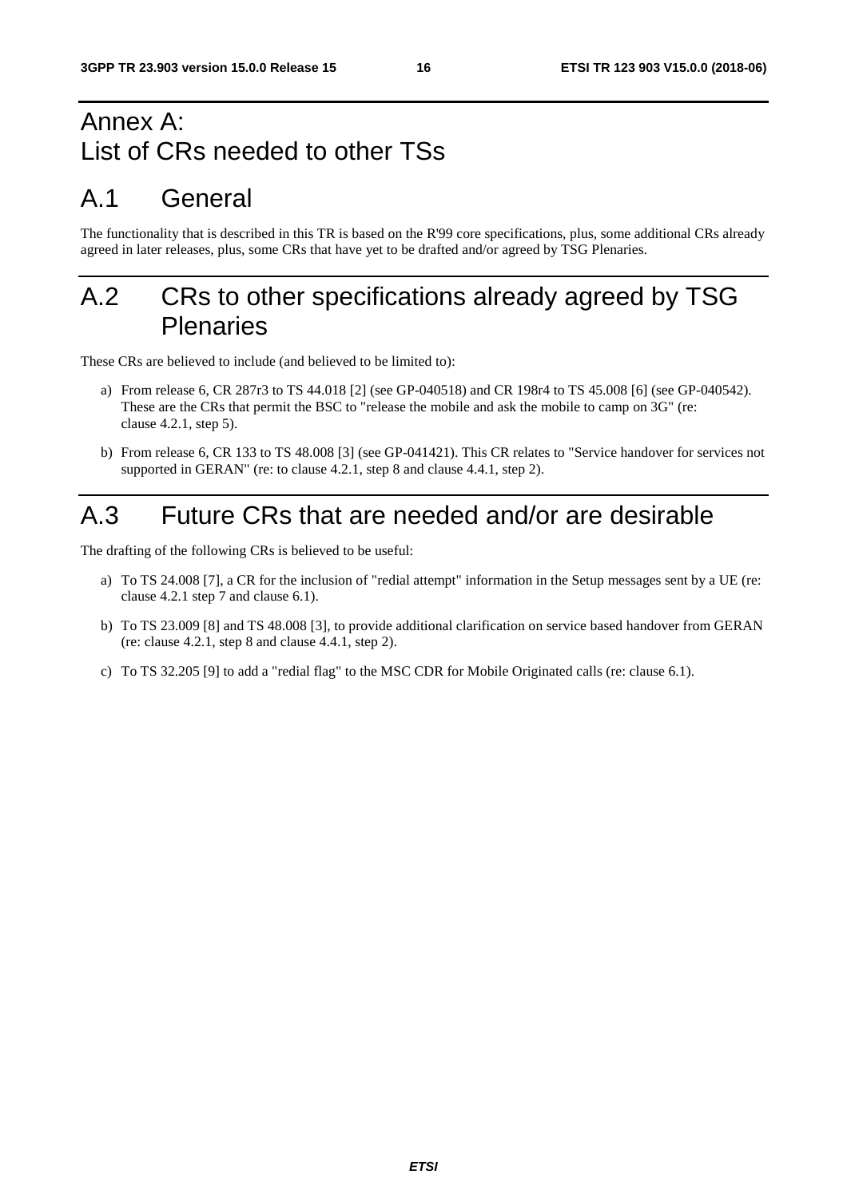# Annex A: List of CRs needed to other TSs

## A.1 General

The functionality that is described in this TR is based on the R'99 core specifications, plus, some additional CRs already agreed in later releases, plus, some CRs that have yet to be drafted and/or agreed by TSG Plenaries.

## A.2 CRs to other specifications already agreed by TSG Plenaries

These CRs are believed to include (and believed to be limited to):

a) From release 6, CR 287r3 to TS 44.018 [2] (see GP-040518) and CR 198r4 to TS 45.008 [6] (see GP-040542). These are the CRs that permit the BSC to "release the mobile and ask the mobile to camp on 3G" (re: clause 4.2.1, step 5).

b) From release 6, CR 133 to TS 48.008 [3] (see GP-041421). This CR relates to "Service handover for services not supported in GERAN" (re: to clause 4.2.1, step 8 and clause 4.4.1, step 2).

## A.3 Future CRs that are needed and/or are desirable

The drafting of the following CRs is believed to be useful:

a) To TS 24.008 [7], a CR for the inclusion of "redial attempt" information in the Setup messages sent by a UE (re: clause 4.2.1 step 7 and clause 6.1).

b) To TS 23.009 [8] and TS 48.008 [3], to provide additional clarification on service based handover from GERAN (re: clause 4.2.1, step 8 and clause 4.4.1, step 2).

c) To TS 32.205 [9] to add a "redial flag" to the MSC CDR for Mobile Originated calls (re: clause 6.1).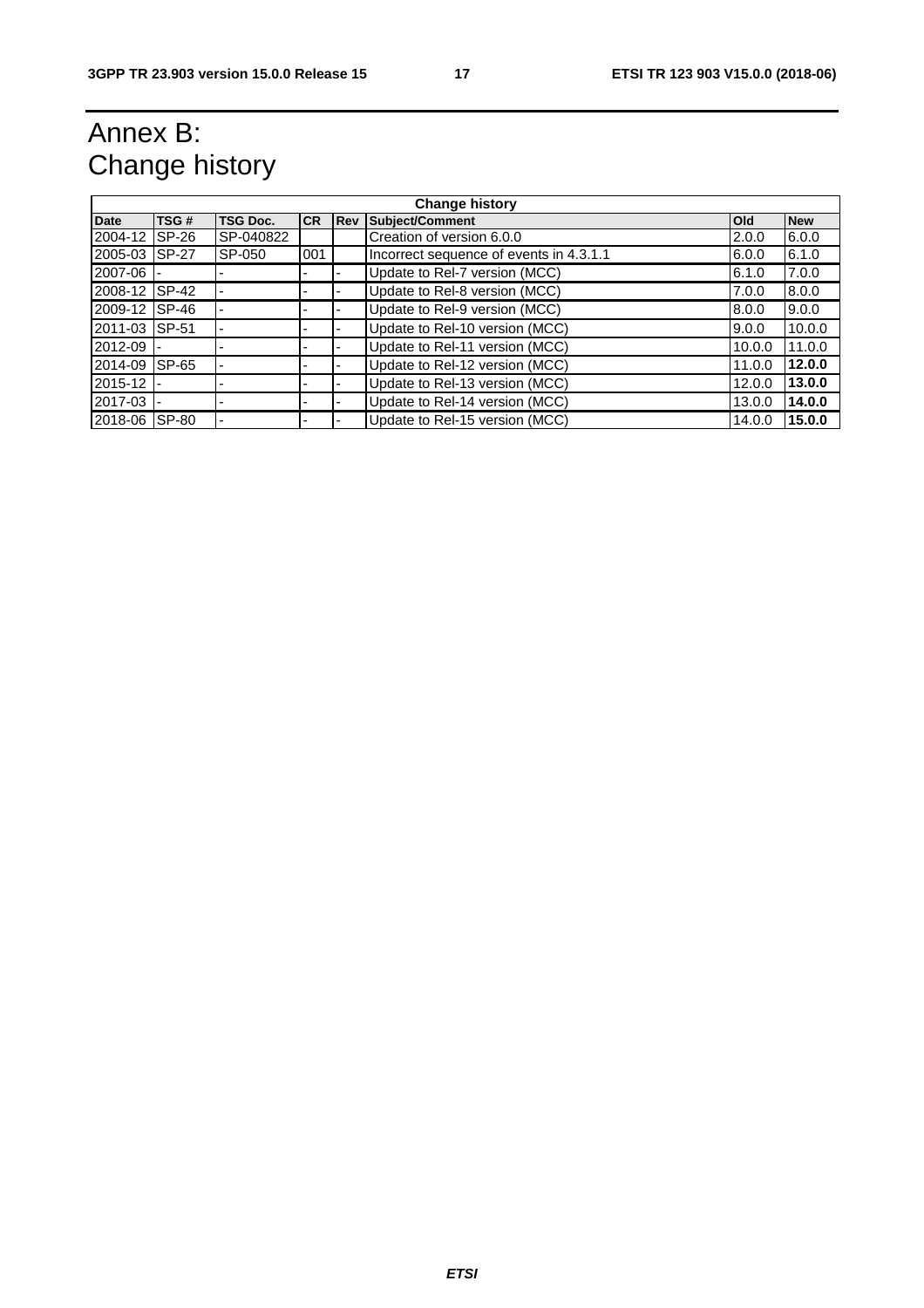# Annex B: Change history

| Change history | | | | | | | |
|---|---|---|---|---|---|---|---|
| **Date** | **TSG #** | **TSG Doc.** | **CR** | **Rev** | **Subject/Comment** | **Old** | **New** |
| 2004-12 | SP-26 | SP-040822 | | | Creation of version 6.0.0 | 2.0.0 | 6.0.0 |
| 2005-03 | SP-27 | SP-050 | 001 | | Incorrect sequence of events in 4.3.1.1 | 6.0.0 | 6.1.0 |
| 2007-06 | - | - | - | - | Update to Rel-7 version (MCC) | 6.1.0 | 7.0.0 |
| 2008-12 | SP-42 | - | - | - | Update to Rel-8 version (MCC) | 7.0.0 | 8.0.0 |
| 2009-12 | SP-46 | - | - | - | Update to Rel-9 version (MCC) | 8.0.0 | 9.0.0 |
| 2011-03 | SP-51 | - | - | - | Update to Rel-10 version (MCC) | 9.0.0 | 10.0.0 |
| 2012-09 | - | - | - | - | Update to Rel-11 version (MCC) | 10.0.0 | 11.0.0 |
| 2014-09 | SP-65 | - | - | - | Update to Rel-12 version (MCC) | 11.0.0 | **12.0.0** |
| 2015-12 | - | - | - | - | Update to Rel-13 version (MCC) | 12.0.0 | **13.0.0** |
| 2017-03 | - | - | - | - | Update to Rel-14 version (MCC) | 13.0.0 | **14.0.0** |
| 2018-06 | SP-80 | - | - | - | Update to Rel-15 version (MCC) | 14.0.0 | **15.0.0** |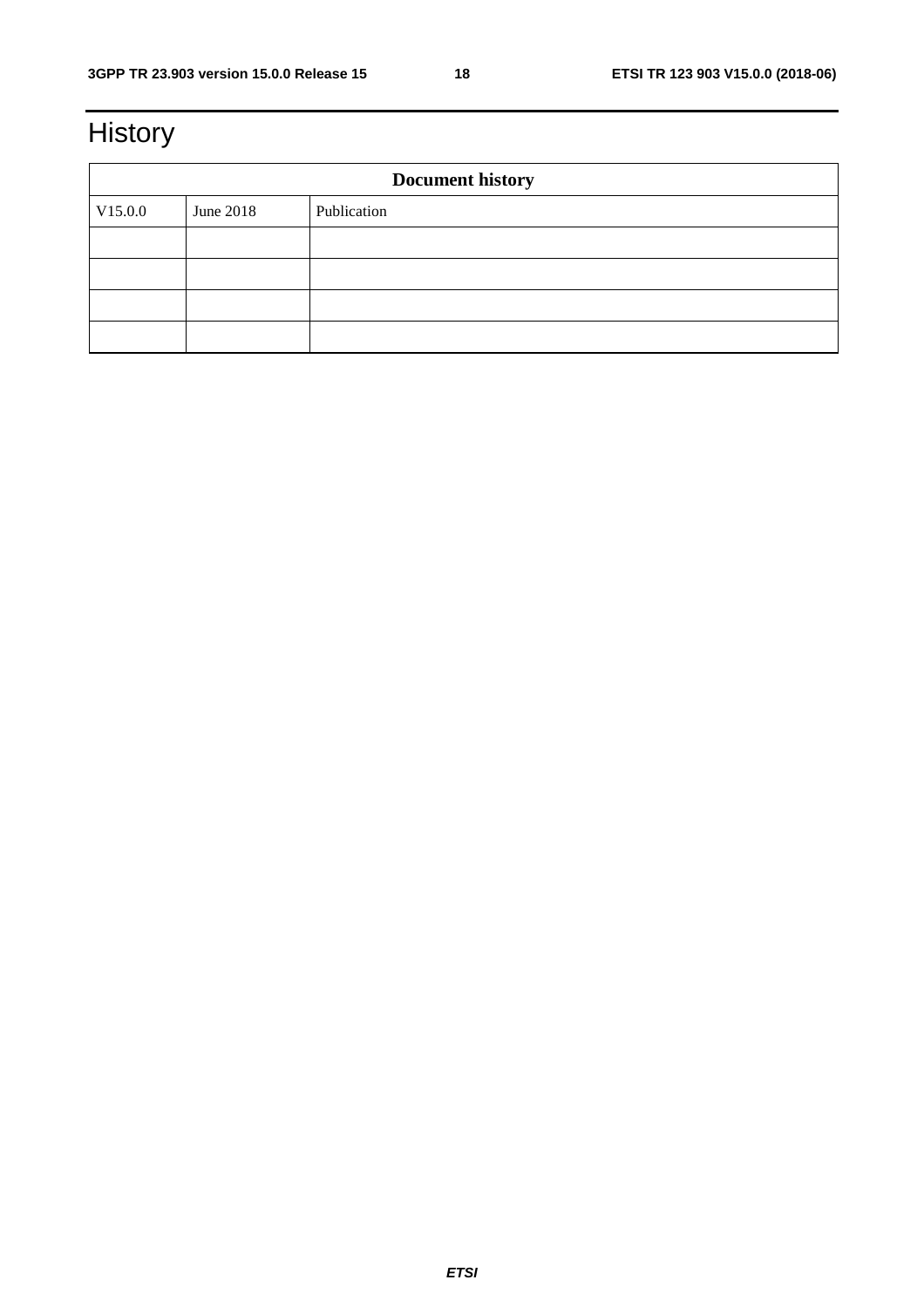# History

| Document history | | |
|---|---|---|
| V15.0.0 | June 2018 | Publication |
| | | |
| | | |
| | | |
| | | |